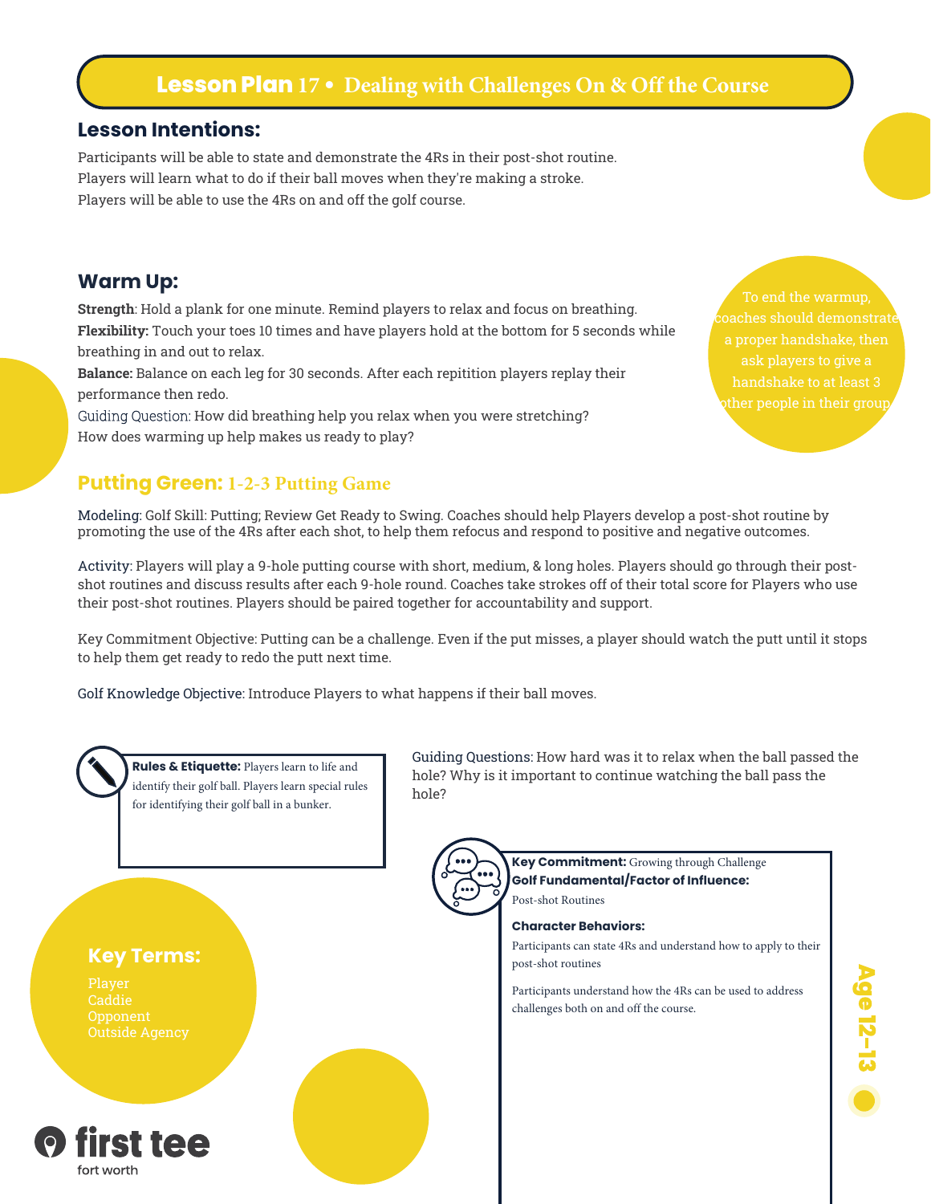# Lesson Plan 17 • Dealing with Challenges On & Off the Course

## Lesson Intentions:

Participants will be able to state and demonstrate the 4Rs in their post-shot routine.
Players will learn what to do if their ball moves when they're making a stroke.
Players will be able to use the 4Rs on and off the golf course.

## Warm Up:

**Strength**: Hold a plank for one minute. Remind players to relax and focus on breathing.
**Flexibility:** Touch your toes 10 times and have players hold at the bottom for 5 seconds while breathing in and out to relax.
**Balance:** Balance on each leg for 30 seconds. After each repitition players replay their performance then redo.
Guiding Question: How did breathing help you relax when you were stretching?
How does warming up help makes us ready to play?

To end the warmup, coaches should demonstrate a proper handshake, then ask players to give a handshake to at least 3 other people in their group.

## Putting Green: 1-2-3 Putting Game

Modeling: Golf Skill: Putting; Review Get Ready to Swing. Coaches should help Players develop a post-shot routine by promoting the use of the 4Rs after each shot, to help them refocus and respond to positive and negative outcomes.

Activity: Players will play a 9-hole putting course with short, medium, & long holes. Players should go through their post-shot routines and discuss results after each 9-hole round. Coaches take strokes off of their total score for Players who use their post-shot routines. Players should be paired together for accountability and support.

Key Commitment Objective: Putting can be a challenge. Even if the put misses, a player should watch the putt until it stops to help them get ready to redo the putt next time.

Golf Knowledge Objective: Introduce Players to what happens if their ball moves.

**Rules & Etiquette:** Players learn to life and identify their golf ball. Players learn special rules for identifying their golf ball in a bunker.

Guiding Questions: How hard was it to relax when the ball passed the hole? Why is it important to continue watching the ball pass the hole?

**Key Commitment:** Growing through Challenge
**Golf Fundamental/Factor of Influence:**
Post-shot Routines

**Character Behaviors:**

Participants can state 4Rs and understand how to apply to their post-shot routines

Participants understand how the 4Rs can be used to address challenges both on and off the course.

### Key Terms:

Player
Caddie
Opponent
Outside Agency

Age 12–13

first tee
fort worth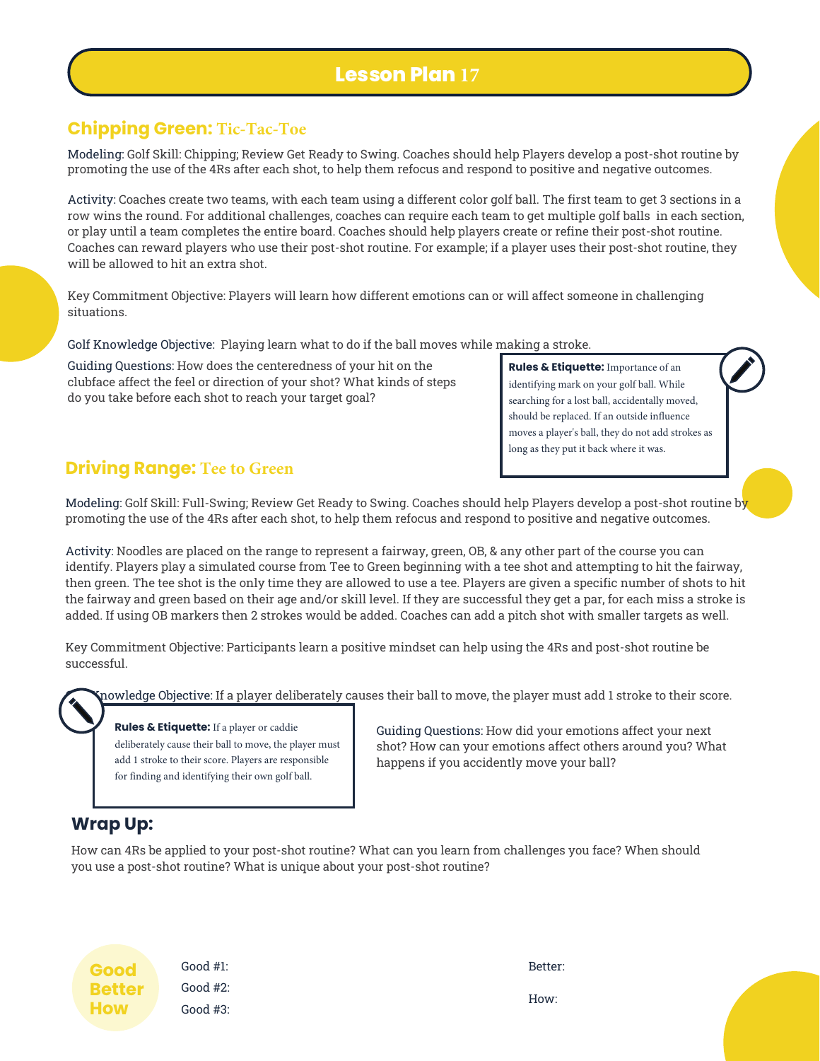# Lesson Plan 17

## Chipping Green: Tic-Tac-Toe

Modeling: Golf Skill: Chipping; Review Get Ready to Swing. Coaches should help Players develop a post-shot routine by promoting the use of the 4Rs after each shot, to help them refocus and respond to positive and negative outcomes.

Activity: Coaches create two teams, with each team using a different color golf ball. The first team to get 3 sections in a row wins the round. For additional challenges, coaches can require each team to get multiple golf balls in each section, or play until a team completes the entire board. Coaches should help players create or refine their post-shot routine. Coaches can reward players who use their post-shot routine. For example; if a player uses their post-shot routine, they will be allowed to hit an extra shot.

Key Commitment Objective: Players will learn how different emotions can or will affect someone in challenging situations.

Golf Knowledge Objective: Playing learn what to do if the ball moves while making a stroke.

Guiding Questions: How does the centeredness of your hit on the clubface affect the feel or direction of your shot? What kinds of steps do you take before each shot to reach your target goal?

**Rules & Etiquette:** Importance of an identifying mark on your golf ball. While searching for a lost ball, accidentally moved, should be replaced. If an outside influence moves a player's ball, they do not add strokes as long as they put it back where it was.

## Driving Range: Tee to Green

Modeling: Golf Skill: Full-Swing; Review Get Ready to Swing. Coaches should help Players develop a post-shot routine by promoting the use of the 4Rs after each shot, to help them refocus and respond to positive and negative outcomes.

Activity: Noodles are placed on the range to represent a fairway, green, OB, & any other part of the course you can identify. Players play a simulated course from Tee to Green beginning with a tee shot and attempting to hit the fairway, then green. The tee shot is the only time they are allowed to use a tee. Players are given a specific number of shots to hit the fairway and green based on their age and/or skill level. If they are successful they get a par, for each miss a stroke is added. If using OB markers then 2 strokes would be added. Coaches can add a pitch shot with smaller targets as well.

Key Commitment Objective: Participants learn a positive mindset can help using the 4Rs and post-shot routine be successful.

Golf Knowledge Objective: If a player deliberately causes their ball to move, the player must add 1 stroke to their score.

**Rules & Etiquette:** If a player or caddie deliberately cause their ball to move, the player must add 1 stroke to their score. Players are responsible for finding and identifying their own golf ball.

Guiding Questions: How did your emotions affect your next shot? How can your emotions affect others around you? What happens if you accidently move your ball?

## Wrap Up:

How can 4Rs be applied to your post-shot routine? What can you learn from challenges you face? When should you use a post-shot routine? What is unique about your post-shot routine?

**Good Better How**

Good #1:

Good #2:

Good #3:

Better:

How: